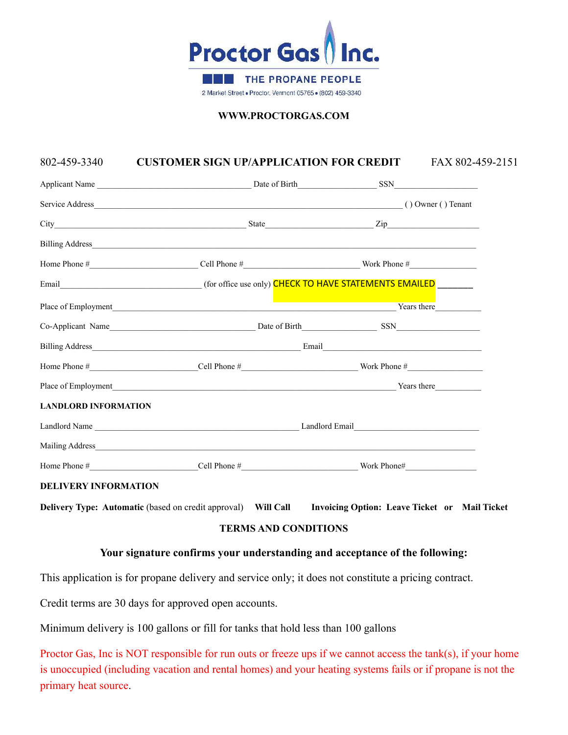# Proctor Gas Inc.

THE PROPANE PEOPLE

2 Market Street • Proctor, Vermont 05765 • (802) 459-3340

**WWW.PROCTORGAS.COM**

802-459-3340 **CUSTOMER SIGN UP/APPLICATION FOR CREDIT** FAX 802-459-2151

Applicant Name ___________________________________ Date of Birth__________________ SSN____________________

Service Address______________________________________________________________________ ( ) Owner ( ) Tenant

City____________________________________________ State________________________ Zip_____________________

Billing Address________________________________________________________________________________________

Home Phone #________________________ Cell Phone #__________________________ Work Phone #________________

Email________________________________ (for office use only) CHECK TO HAVE STATEMENTS EMAILED _______

Place of Employment_________________________________________________________________ Years there___________

Co-Applicant Name__________________________________ Date of Birth_________________ SSN____________________

Billing Address_______________________________________________ Email_____________________________________

Home Phone #________________________Cell Phone #__________________________ Work Phone #__________________

Place of Employment_________________________________________________________________ Years there___________

**LANDLORD INFORMATION**

Landlord Name ______________________________________________ Landlord Email____________________________

Mailing Address________________________________________________________________________________________

Home Phone #________________________Cell Phone #__________________________ Work Phone#_________________

**DELIVERY INFORMATION**

**Delivery Type: Automatic** (based on credit approval) **Will Call** **Invoicing Option: Leave Ticket or Mail Ticket**

**TERMS AND CONDITIONS**

**Your signature confirms your understanding and acceptance of the following:**

This application is for propane delivery and service only; it does not constitute a pricing contract.

Credit terms are 30 days for approved open accounts.

Minimum delivery is 100 gallons or fill for tanks that hold less than 100 gallons

Proctor Gas, Inc is NOT responsible for run outs or freeze ups if we cannot access the tank(s), if your home is unoccupied (including vacation and rental homes) and your heating systems fails or if propane is not the primary heat source.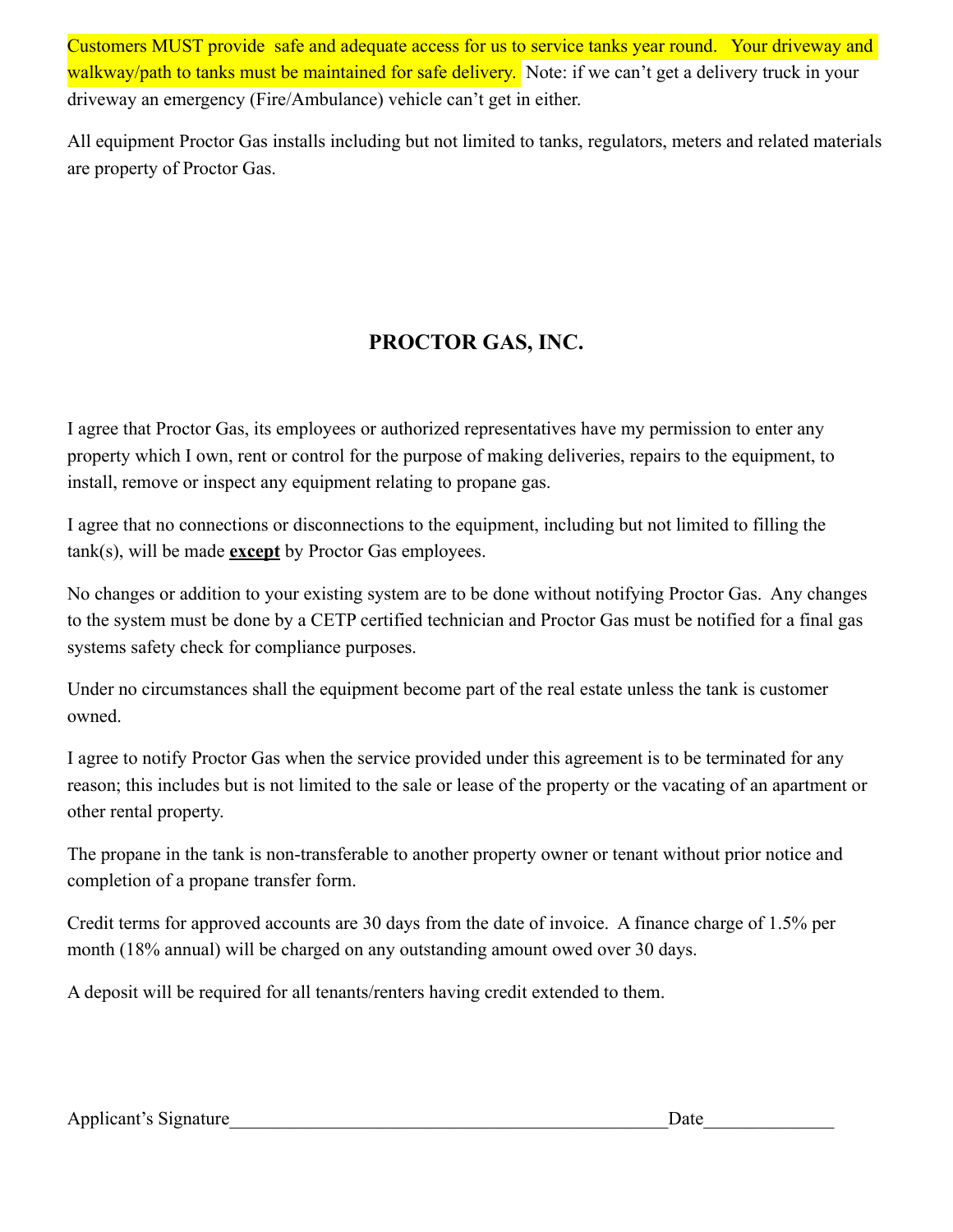Customers MUST provide safe and adequate access for us to service tanks year round. Your driveway and walkway/path to tanks must be maintained for safe delivery. Note: if we can't get a delivery truck in your driveway an emergency (Fire/Ambulance) vehicle can't get in either.

All equipment Proctor Gas installs including but not limited to tanks, regulators, meters and related materials are property of Proctor Gas.

## PROCTOR GAS, INC.

I agree that Proctor Gas, its employees or authorized representatives have my permission to enter any property which I own, rent or control for the purpose of making deliveries, repairs to the equipment, to install, remove or inspect any equipment relating to propane gas.

I agree that no connections or disconnections to the equipment, including but not limited to filling the tank(s), will be made **except** by Proctor Gas employees.

No changes or addition to your existing system are to be done without notifying Proctor Gas. Any changes to the system must be done by a CETP certified technician and Proctor Gas must be notified for a final gas systems safety check for compliance purposes.

Under no circumstances shall the equipment become part of the real estate unless the tank is customer owned.

I agree to notify Proctor Gas when the service provided under this agreement is to be terminated for any reason; this includes but is not limited to the sale or lease of the property or the vacating of an apartment or other rental property.

The propane in the tank is non-transferable to another property owner or tenant without prior notice and completion of a propane transfer form.

Credit terms for approved accounts are 30 days from the date of invoice. A finance charge of 1.5% per month (18% annual) will be charged on any outstanding amount owed over 30 days.

A deposit will be required for all tenants/renters having credit extended to them.

Applicant's Signature________________________________________________Date______________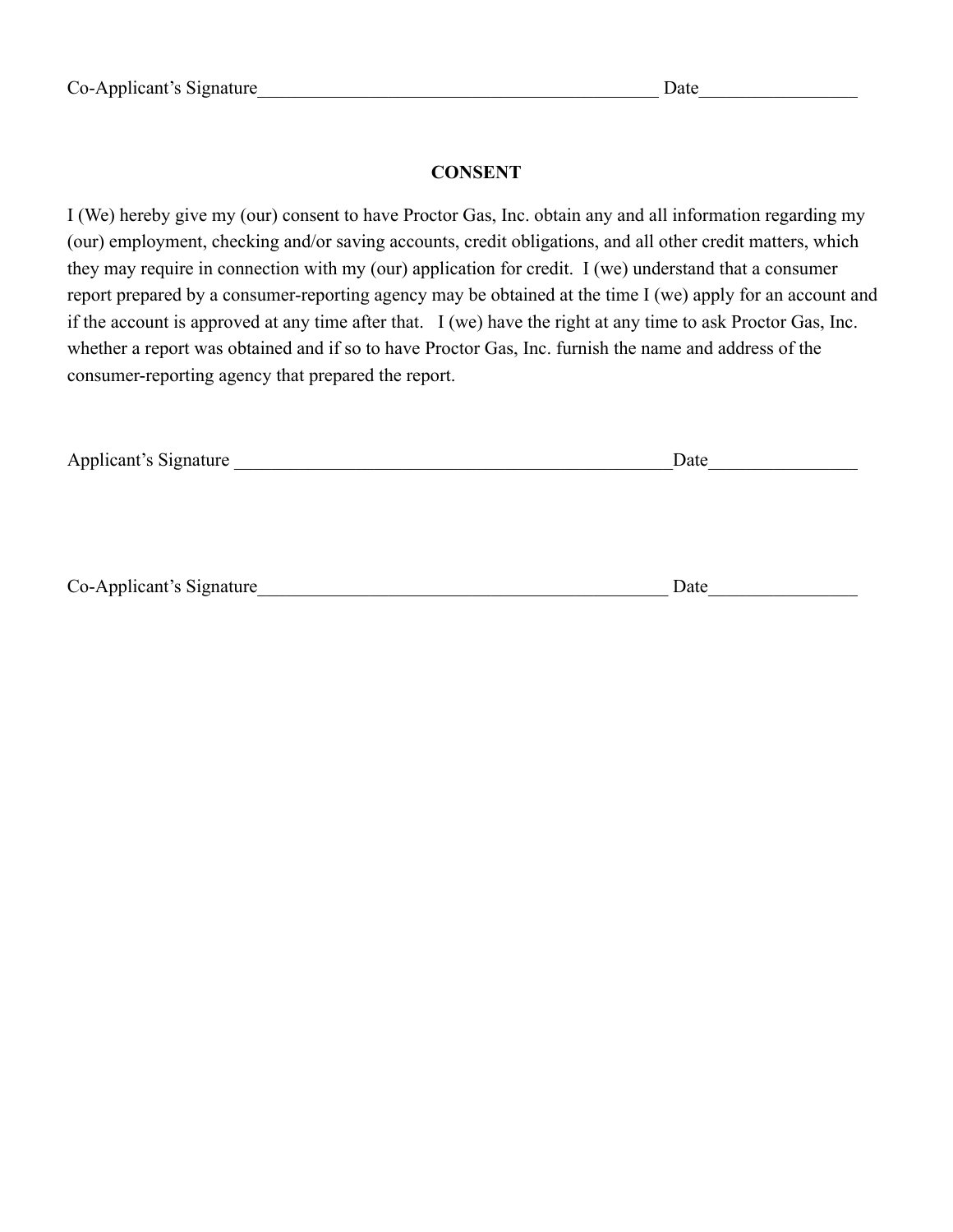Co-Applicant's Signature_____________________________________________ Date_________________

## CONSENT

I (We) hereby give my (our) consent to have Proctor Gas, Inc. obtain any and all information regarding my (our) employment, checking and/or saving accounts, credit obligations, and all other credit matters, which they may require in connection with my (our) application for credit. I (we) understand that a consumer report prepared by a consumer-reporting agency may be obtained at the time I (we) apply for an account and if the account is approved at any time after that. I (we) have the right at any time to ask Proctor Gas, Inc. whether a report was obtained and if so to have Proctor Gas, Inc. furnish the name and address of the consumer-reporting agency that prepared the report.

Applicant's Signature _________________________________________________Date________________

Co-Applicant's Signature______________________________________________ Date________________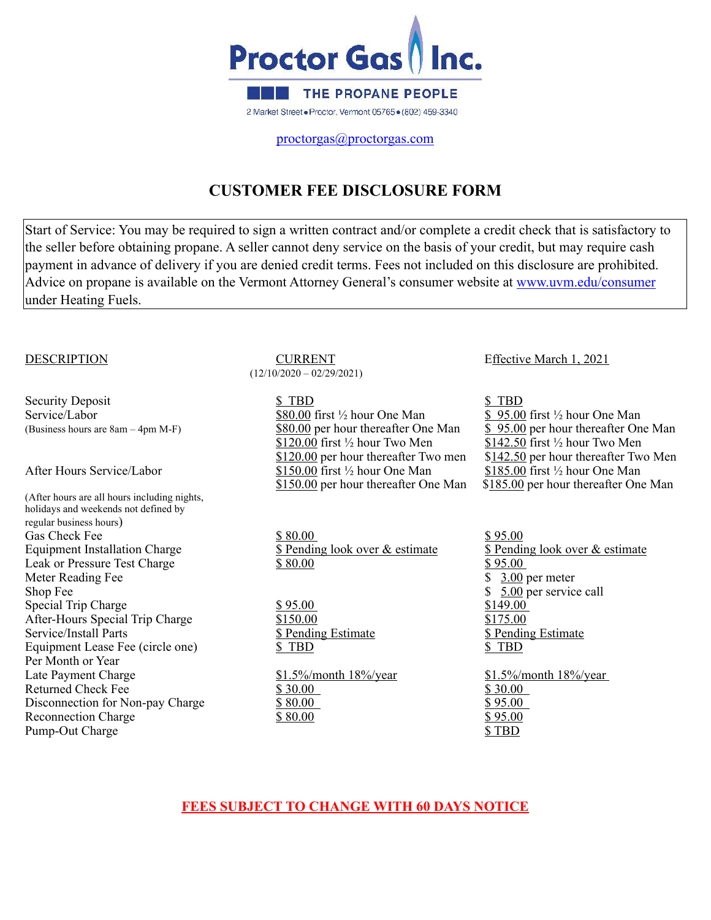# Proctor Gas Inc.

THE PROPANE PEOPLE

2 Market Street • Proctor, Vermont 05765 • (802) 459-3340

proctorgas@proctorgas.com

## CUSTOMER FEE DISCLOSURE FORM

Start of Service: You may be required to sign a written contract and/or complete a credit check that is satisfactory to the seller before obtaining propane. A seller cannot deny service on the basis of your credit, but may require cash payment in advance of delivery if you are denied credit terms. Fees not included on this disclosure are prohibited. Advice on propane is available on the Vermont Attorney General's consumer website at www.uvm.edu/consumer under Heating Fuels.

| DESCRIPTION | CURRENT (12/10/2020 – 02/29/2021) | Effective March 1, 2021 |
|---|---|---|
| Security Deposit | $ TBD | $ TBD |
| Service/Labor (Business hours are 8am – 4pm M-F) | $80.00 first ½ hour One Man | $ 95.00 first ½ hour One Man |
| | $80.00 per hour thereafter One Man | $ 95.00 per hour thereafter One Man |
| | $120.00 first ½ hour Two Men | $142.50 first ½ hour Two Men |
| | $120.00 per hour thereafter Two men | $142.50 per hour thereafter Two Men |
| After Hours Service/Labor (After hours are all hours including nights, holidays and weekends not defined by regular business hours) | $150.00 first ½ hour One Man | $185.00 first ½ hour One Man |
| | $150.00 per hour thereafter One Man | $185.00 per hour thereafter One Man |
| Gas Check Fee | $ 80.00 | $ 95.00 |
| Equipment Installation Charge | $ Pending look over & estimate | $ Pending look over & estimate |
| Leak or Pressure Test Charge | $ 80.00 | $ 95.00 |
| Meter Reading Fee | | $ 3.00 per meter |
| Shop Fee | | $ 5.00 per service call |
| Special Trip Charge | $ 95.00 | $149.00 |
| After-Hours Special Trip Charge | $150.00 | $175.00 |
| Service/Install Parts | $ Pending Estimate | $ Pending Estimate |
| Equipment Lease Fee (circle one) Per Month or Year | $ TBD | $ TBD |
| Late Payment Charge | $1.5%/month 18%/year | $1.5%/month 18%/year |
| Returned Check Fee | $ 30.00 | $ 30.00 |
| Disconnection for Non-pay Charge | $ 80.00 | $ 95.00 |
| Reconnection Charge | $ 80.00 | $ 95.00 |
| Pump-Out Charge | | $ TBD |

**FEES SUBJECT TO CHANGE WITH 60 DAYS NOTICE**